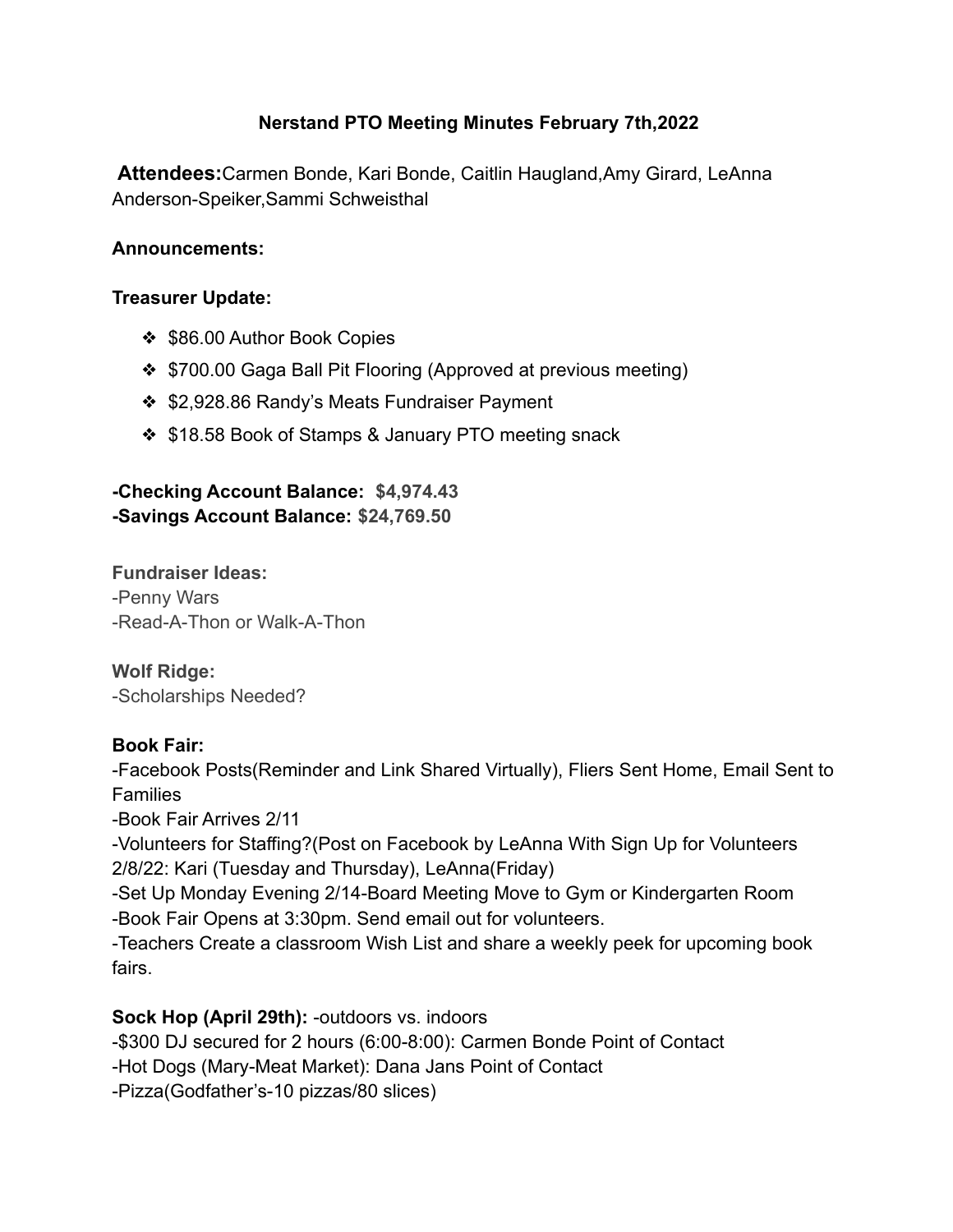# Nerstand PTO Meeting Minutes February 7th,2022

**Attendees:**Carmen Bonde, Kari Bonde, Caitlin Haugland,Amy Girard, LeAnna Anderson-Speiker,Sammi Schweisthal

**Announcements:**

**Treasurer Update:**

- $86.00 Author Book Copies
- $700.00 Gaga Ball Pit Flooring (Approved at previous meeting)
- $2,928.86 Randy's Meats Fundraiser Payment
- $18.58 Book of Stamps & January PTO meeting snack

**-Checking Account Balance: $4,974.43**
**-Savings Account Balance: $24,769.50**

**Fundraiser Ideas:**
-Penny Wars
-Read-A-Thon or Walk-A-Thon

**Wolf Ridge:**
-Scholarships Needed?

**Book Fair:**
-Facebook Posts(Reminder and Link Shared Virtually), Fliers Sent Home, Email Sent to Families
-Book Fair Arrives 2/11
-Volunteers for Staffing?(Post on Facebook by LeAnna With Sign Up for Volunteers 2/8/22: Kari (Tuesday and Thursday), LeAnna(Friday)
-Set Up Monday Evening 2/14-Board Meeting Move to Gym or Kindergarten Room
-Book Fair Opens at 3:30pm. Send email out for volunteers.
-Teachers Create a classroom Wish List and share a weekly peek for upcoming book fairs.

**Sock Hop (April 29th):** -outdoors vs. indoors
-$300 DJ secured for 2 hours (6:00-8:00): Carmen Bonde Point of Contact
-Hot Dogs (Mary-Meat Market): Dana Jans Point of Contact
-Pizza(Godfather's-10 pizzas/80 slices)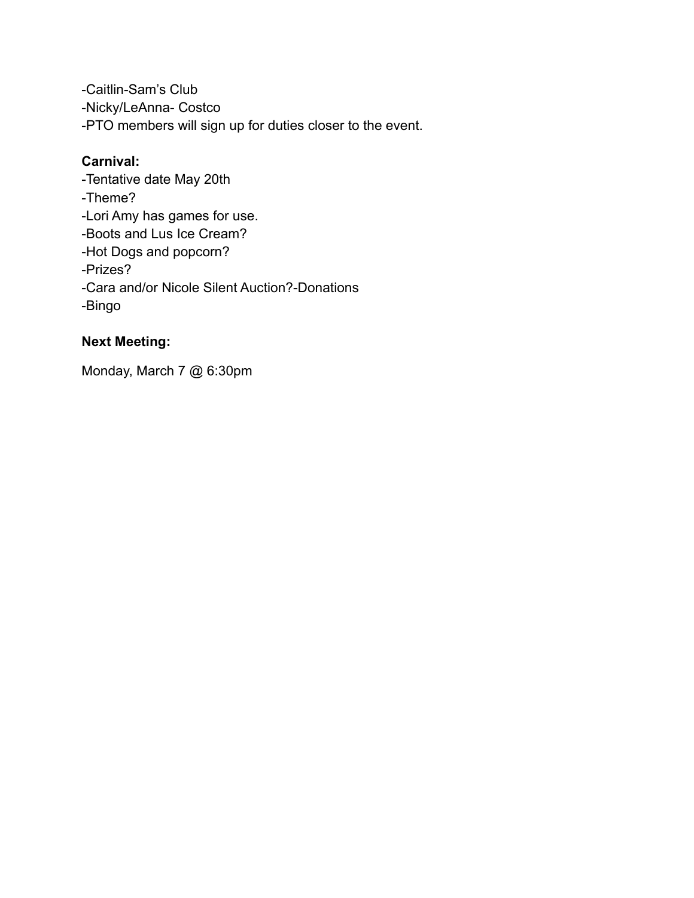-Caitlin-Sam's Club
-Nicky/LeAnna- Costco
-PTO members will sign up for duties closer to the event.

**Carnival:**
-Tentative date May 20th
-Theme?
-Lori Amy has games for use.
-Boots and Lus Ice Cream?
-Hot Dogs and popcorn?
-Prizes?
-Cara and/or Nicole Silent Auction?-Donations
-Bingo

**Next Meeting:**

Monday, March 7 @ 6:30pm